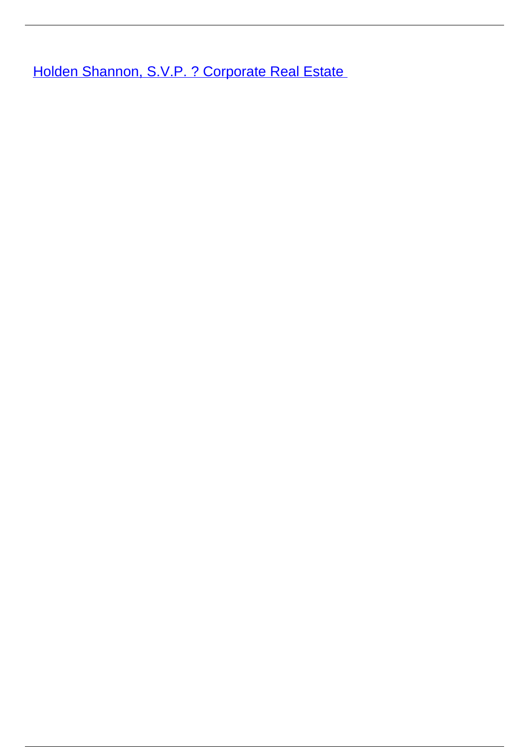[Holden Shannon, S.V.P. ? Corporate Real Estate](#)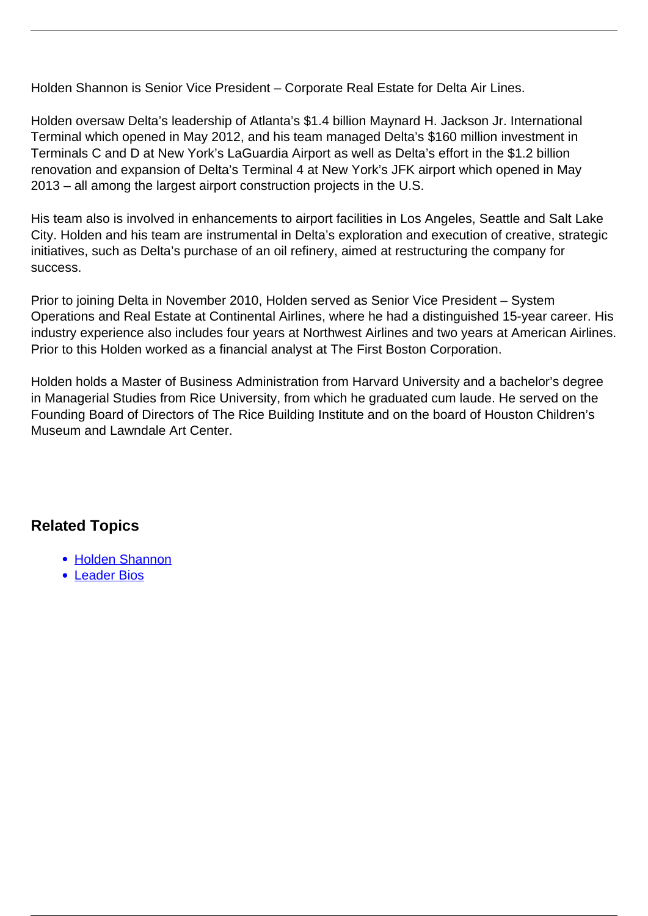Holden Shannon is Senior Vice President – Corporate Real Estate for Delta Air Lines.

Holden oversaw Delta's leadership of Atlanta's $1.4 billion Maynard H. Jackson Jr. International Terminal which opened in May 2012, and his team managed Delta's $160 million investment in Terminals C and D at New York's LaGuardia Airport as well as Delta's effort in the $1.2 billion renovation and expansion of Delta's Terminal 4 at New York's JFK airport which opened in May 2013 – all among the largest airport construction projects in the U.S.

His team also is involved in enhancements to airport facilities in Los Angeles, Seattle and Salt Lake City. Holden and his team are instrumental in Delta's exploration and execution of creative, strategic initiatives, such as Delta's purchase of an oil refinery, aimed at restructuring the company for success.

Prior to joining Delta in November 2010, Holden served as Senior Vice President – System Operations and Real Estate at Continental Airlines, where he had a distinguished 15-year career. His industry experience also includes four years at Northwest Airlines and two years at American Airlines. Prior to this Holden worked as a financial analyst at The First Boston Corporation.

Holden holds a Master of Business Administration from Harvard University and a bachelor's degree in Managerial Studies from Rice University, from which he graduated cum laude. He served on the Founding Board of Directors of The Rice Building Institute and on the board of Houston Children's Museum and Lawndale Art Center.

## Related Topics

- Holden Shannon
- Leader Bios